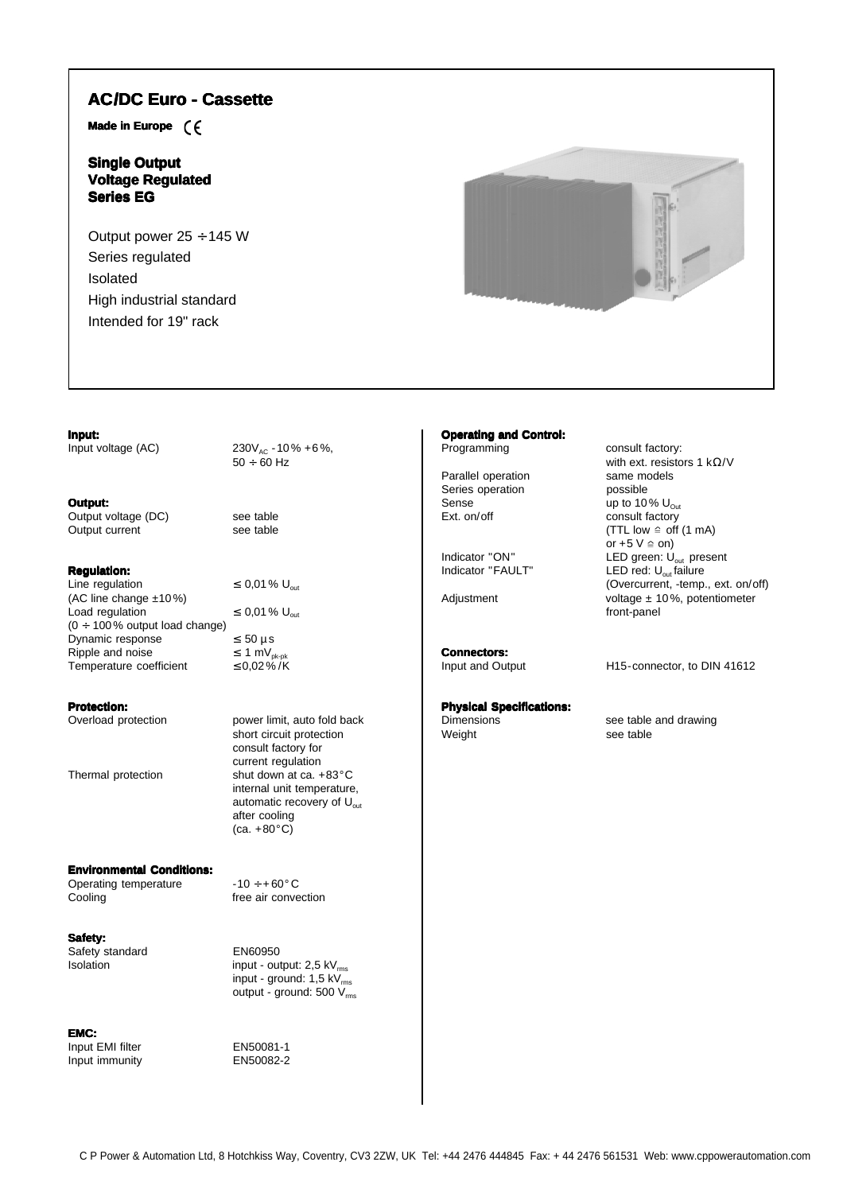# AC/DC Euro - Cassette

**Made in Europe** CE

## Single Output
## Voltage Regulated
## Series EG

Output power 25 ÷ 145 W
Series regulated
Isolated
High industrial standard
Intended for 19" rack

### Input:

| | |
|---|---|
| Input voltage (AC) | $230V_{AC}$ -10 % +6 %, 50 ÷ 60 Hz |

### Output:

| | |
|---|---|
| Output voltage (DC) | see table |
| Output current | see table |

### Regulation:

| | |
|---|---|
| Line regulation (AC line change ±10 %) | ≤ 0,01 % $U_{out}$ |
| Load regulation (0 ÷ 100 % output load change) | ≤ 0,01 % $U_{out}$ |
| Dynamic response | ≤ 50 µs |
| Ripple and noise | ≤ 1 $mV_{pk-pk}$ |
| Temperature coefficient | ≤ 0,02 %/K |

### Protection:

| | |
|---|---|
| Overload protection | power limit, auto fold back short circuit protection consult factory for current regulation |
| Thermal protection | shut down at ca. +83 °C internal unit temperature, automatic recovery of $U_{out}$ after cooling (ca. +80 °C) |

### Environmental Conditions:

| | |
|---|---|
| Operating temperature | -10 ÷ +60 °C |
| Cooling | free air convection |

### Safety:

| | |
|---|---|
| Safety standard | EN60950 |
| Isolation | input - output: 2,5 $kV_{rms}$<br>input - ground: 1,5 $kV_{rms}$<br>output - ground: 500 $V_{rms}$ |

### EMC:

| | |
|---|---|
| Input EMI filter | EN50081-1 |
| Input immunity | EN50082-2 |

### Operating and Control:

| | |
|---|---|
| Programming | consult factory: with ext. resistors 1 kΩ/V |
| Parallel operation | same models |
| Series operation | possible |
| Sense | up to 10 % $U_{Out}$ |
| Ext. on/off | consult factory (TTL low ≙ off (1 mA) or +5 V ≙ on) |
| Indicator "ON" | LED green: $U_{out}$ present |
| Indicator "FAULT" | LED red: $U_{out}$ failure (Overcurrent, -temp., ext. on/off) |
| Adjustment | voltage ± 10 %, potentiometer front-panel |

### Connectors:

| | |
|---|---|
| Input and Output | H15-connector, to DIN 41612 |

### Physical Specifications:

| | |
|---|---|
| Dimensions | see table and drawing |
| Weight | see table |

C P Power & Automation Ltd, 8 Hotchkiss Way, Coventry, CV3 2ZW, UK Tel: +44 2476 444845 Fax: + 44 2476 561531 Web: www.cppowerautomation.com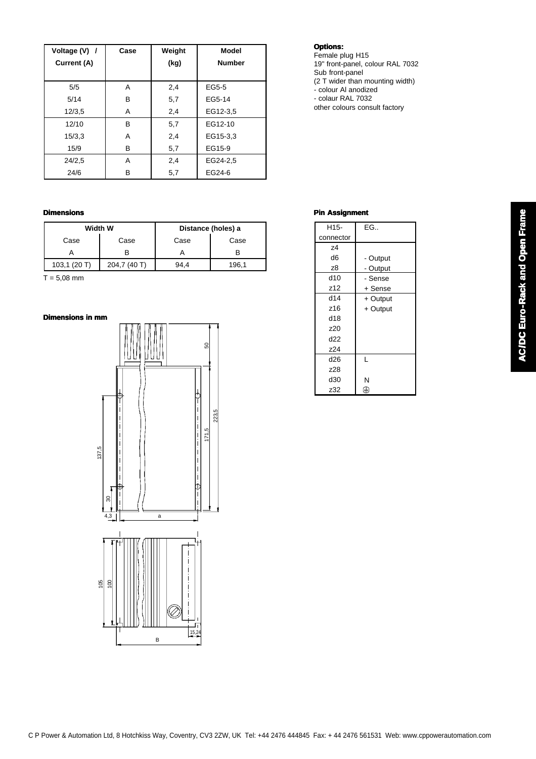| Voltage (V) / Current (A) | Case | Weight (kg) | Model Number |
|---|---|---|---|
| 5/5 | A | 2,4 | EG5-5 |
| 5/14 | B | 5,7 | EG5-14 |
| 12/3,5 | A | 2,4 | EG12-3,5 |
| 12/10 | B | 5,7 | EG12-10 |
| 15/3,3 | A | 2,4 | EG15-3,3 |
| 15/9 | B | 5,7 | EG15-9 |
| 24/2,5 | A | 2,4 | EG24-2,5 |
| 24/6 | B | 5,7 | EG24-6 |

**Options:**
Female plug H15
19" front-panel, colour RAL 7032
Sub front-panel
(2 T wider than mounting width)
- colour Al anodized
- colaur RAL 7032

other colours consult factory

**Dimensions**

| Width W | | Distance (holes) a | |
|---|---|---|---|
| Case | Case | Case | Case |
| A | B | A | B |
| 103,1 (20 T) | 204,7 (40 T) | 94,4 | 196,1 |

T = 5,08 mm

**Dimensions in mm**

50
223,5
171,5
137,5
30
4,3
a
105
100
15,24
B

**Pin Assignment**

| H15-connector | EG.. |
|---|---|
| z4 | |
| d6 | - Output |
| z8 | - Output |
| d10 | - Sense |
| z12 | + Sense |
| d14 | + Output |
| z16 | + Output |
| d18 | |
| z20 | |
| d22 | |
| z24 | |
| d26 | L |
| z28 | |
| d30 | N |
| z32 | ⊕ |

AC/DC Euro-Rack and Open Frame

C P Power & Automation Ltd, 8 Hotchkiss Way, Coventry, CV3 2ZW, UK Tel: +44 2476 444845 Fax: + 44 2476 561531 Web: www.cppowerautomation.com